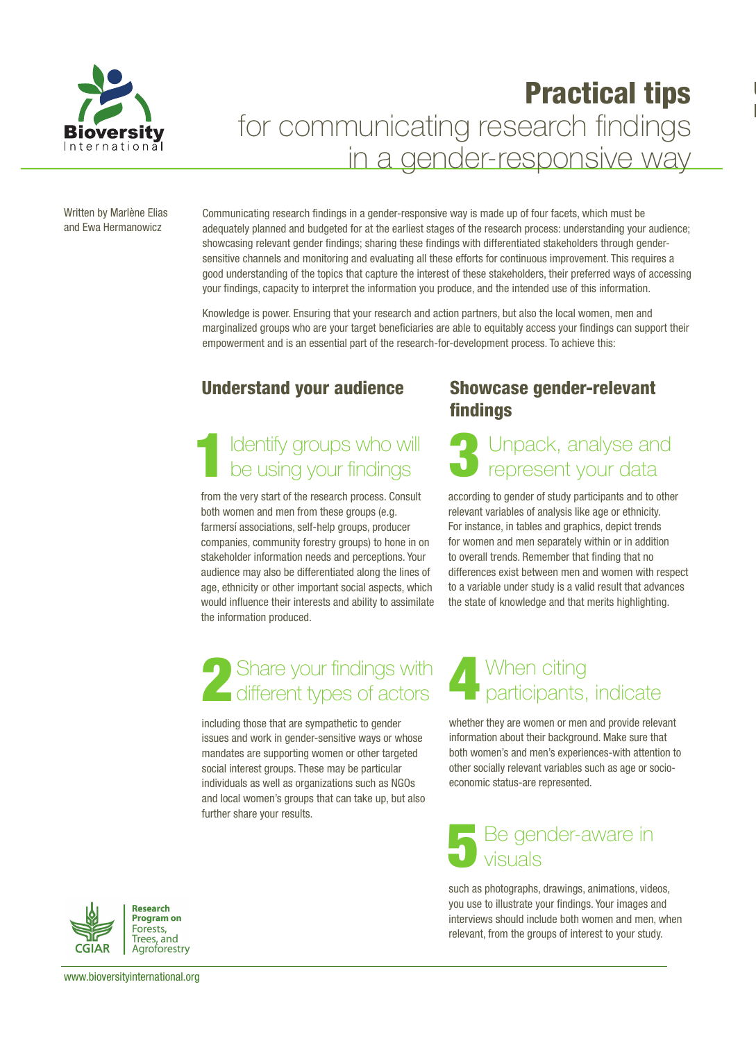# Practical tips

## for communicating research findings in a gender-responsive way

Written by Marlène Elias and Ewa Hermanowicz

Communicating research findings in a gender-responsive way is made up of four facets, which must be adequately planned and budgeted for at the earliest stages of the research process: understanding your audience; showcasing relevant gender findings; sharing these findings with differentiated stakeholders through gender-sensitive channels and monitoring and evaluating all these efforts for continuous improvement. This requires a good understanding of the topics that capture the interest of these stakeholders, their preferred ways of accessing your findings, capacity to interpret the information you produce, and the intended use of this information.

Knowledge is power. Ensuring that your research and action partners, but also the local women, men and marginalized groups who are your target beneficiaries are able to equitably access your findings can support their empowerment and is an essential part of the research-for-development process. To achieve this:

## Understand your audience

### 1 Identify groups who will be using your findings

from the very start of the research process. Consult both women and men from these groups (e.g. farmersí associations, self-help groups, producer companies, community forestry groups) to hone in on stakeholder information needs and perceptions. Your audience may also be differentiated along the lines of age, ethnicity or other important social aspects, which would influence their interests and ability to assimilate the information produced.

### 2 Share your findings with different types of actors

including those that are sympathetic to gender issues and work in gender-sensitive ways or whose mandates are supporting women or other targeted social interest groups. These may be particular individuals as well as organizations such as NGOs and local women's groups that can take up, but also further share your results.

## Showcase gender-relevant findings

### 3 Unpack, analyse and represent your data

according to gender of study participants and to other relevant variables of analysis like age or ethnicity. For instance, in tables and graphics, depict trends for women and men separately within or in addition to overall trends. Remember that finding that no differences exist between men and women with respect to a variable under study is a valid result that advances the state of knowledge and that merits highlighting.

### 4 When citing participants, indicate

whether they are women or men and provide relevant information about their background. Make sure that both women's and men's experiences-with attention to other socially relevant variables such as age or socio-economic status-are represented.

### 5 Be gender-aware in visuals

such as photographs, drawings, animations, videos, you use to illustrate your findings. Your images and interviews should include both women and men, when relevant, from the groups of interest to your study.

CGIAR Research Program on Forests, Trees, and Agroforestry

www.bioversityinternational.org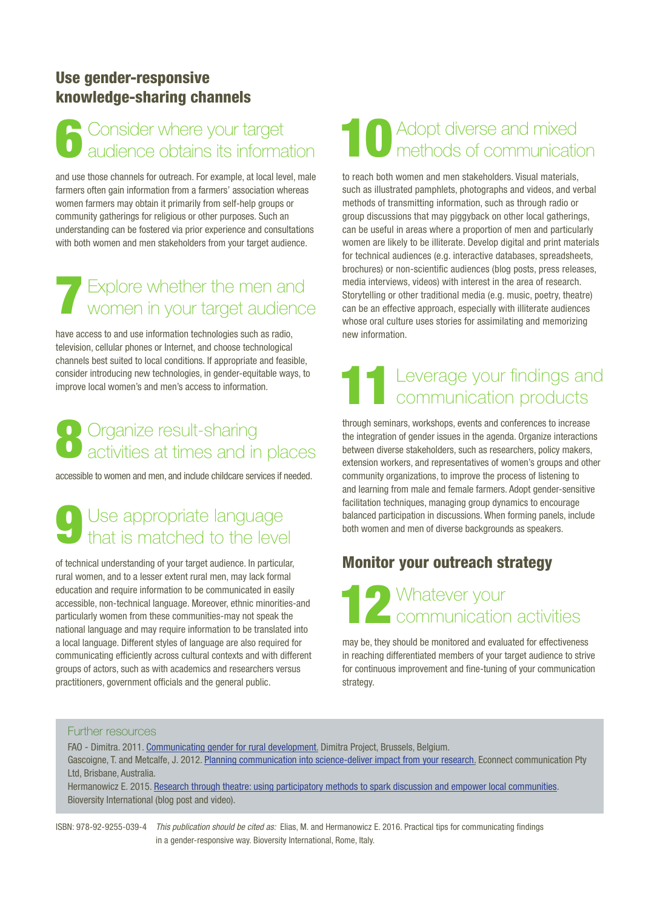## Use gender-responsive knowledge-sharing channels

### 6 Consider where your target audience obtains its information

and use those channels for outreach. For example, at local level, male farmers often gain information from a farmers' association whereas women farmers may obtain it primarily from self-help groups or community gatherings for religious or other purposes. Such an understanding can be fostered via prior experience and consultations with both women and men stakeholders from your target audience.

### 7 Explore whether the men and women in your target audience

have access to and use information technologies such as radio, television, cellular phones or Internet, and choose technological channels best suited to local conditions. If appropriate and feasible, consider introducing new technologies, in gender-equitable ways, to improve local women's and men's access to information.

### 8 Organize result-sharing activities at times and in places

accessible to women and men, and include childcare services if needed.

### 9 Use appropriate language that is matched to the level

of technical understanding of your target audience. In particular, rural women, and to a lesser extent rural men, may lack formal education and require information to be communicated in easily accessible, non-technical language. Moreover, ethnic minorities-and particularly women from these communities-may not speak the national language and may require information to be translated into a local language. Different styles of language are also required for communicating efficiently across cultural contexts and with different groups of actors, such as with academics and researchers versus practitioners, government officials and the general public.

### 10 Adopt diverse and mixed methods of communication

to reach both women and men stakeholders. Visual materials, such as illustrated pamphlets, photographs and videos, and verbal methods of transmitting information, such as through radio or group discussions that may piggyback on other local gatherings, can be useful in areas where a proportion of men and particularly women are likely to be illiterate. Develop digital and print materials for technical audiences (e.g. interactive databases, spreadsheets, brochures) or non-scientific audiences (blog posts, press releases, media interviews, videos) with interest in the area of research. Storytelling or other traditional media (e.g. music, poetry, theatre) can be an effective approach, especially with illiterate audiences whose oral culture uses stories for assimilating and memorizing new information.

### 11 Leverage your findings and communication products

through seminars, workshops, events and conferences to increase the integration of gender issues in the agenda. Organize interactions between diverse stakeholders, such as researchers, policy makers, extension workers, and representatives of women's groups and other community organizations, to improve the process of listening to and learning from male and female farmers. Adopt gender-sensitive facilitation techniques, managing group dynamics to encourage balanced participation in discussions. When forming panels, include both women and men of diverse backgrounds as speakers.

## Monitor your outreach strategy

### 12 Whatever your communication activities

may be, they should be monitored and evaluated for effectiveness in reaching differentiated members of your target audience to strive for continuous improvement and fine-tuning of your communication strategy.

### Further resources

FAO - Dimitra. 2011. Communicating gender for rural development. Dimitra Project, Brussels, Belgium.

Gascoigne, T. and Metcalfe, J. 2012. Planning communication into science-deliver impact from your research. Econnect communication Pty Ltd, Brisbane, Australia.

Hermanowicz E. 2015. Research through theatre: using participatory methods to spark discussion and empower local communities. Bioversity International (blog post and video).

ISBN: 978-92-9255-039-4 *This publication should be cited as:* Elias, M. and Hermanowicz E. 2016. Practical tips for communicating findings in a gender-responsive way. Bioversity International, Rome, Italy.